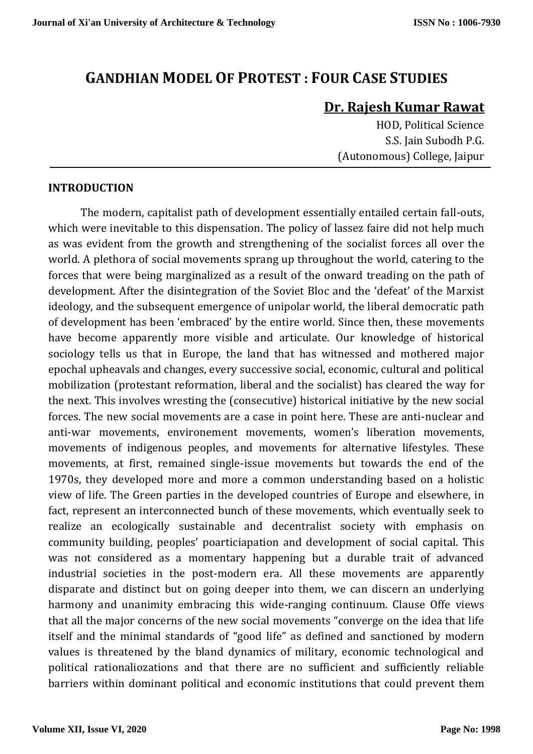# GANDHIAN MODEL OF PROTEST : FOUR CASE STUDIES

**Dr. Rajesh Kumar Rawat**

HOD, Political Science
S.S. Jain Subodh P.G.
(Autonomous) College, Jaipur

## INTRODUCTION

The modern, capitalist path of development essentially entailed certain fall-outs, which were inevitable to this dispensation. The policy of lassez faire did not help much as was evident from the growth and strengthening of the socialist forces all over the world. A plethora of social movements sprang up throughout the world, catering to the forces that were being marginalized as a result of the onward treading on the path of development. After the disintegration of the Soviet Bloc and the 'defeat' of the Marxist ideology, and the subsequent emergence of unipolar world, the liberal democratic path of development has been 'embraced' by the entire world. Since then, these movements have become apparently more visible and articulate. Our knowledge of historical sociology tells us that in Europe, the land that has witnessed and mothered major epochal upheavals and changes, every successive social, economic, cultural and political mobilization (protestant reformation, liberal and the socialist) has cleared the way for the next. This involves wresting the (consecutive) historical initiative by the new social forces. The new social movements are a case in point here. These are anti-nuclear and anti-war movements, environement movements, women's liberation movements, movements of indigenous peoples, and movements for alternative lifestyles. These movements, at first, remained single-issue movements but towards the end of the 1970s, they developed more and more a common understanding based on a holistic view of life. The Green parties in the developed countries of Europe and elsewhere, in fact, represent an interconnected bunch of these movements, which eventually seek to realize an ecologically sustainable and decentralist society with emphasis on community building, peoples' poarticiapation and development of social capital. This was not considered as a momentary happening but a durable trait of advanced industrial societies in the post-modern era. All these movements are apparently disparate and distinct but on going deeper into them, we can discern an underlying harmony and unanimity embracing this wide-ranging continuum. Clause Offe views that all the major concerns of the new social movements "converge on the idea that life itself and the minimal standards of "good life" as defined and sanctioned by modern values is threatened by the bland dynamics of military, economic technological and political rationaliozations and that there are no sufficient and sufficiently reliable barriers within dominant political and economic institutions that could prevent them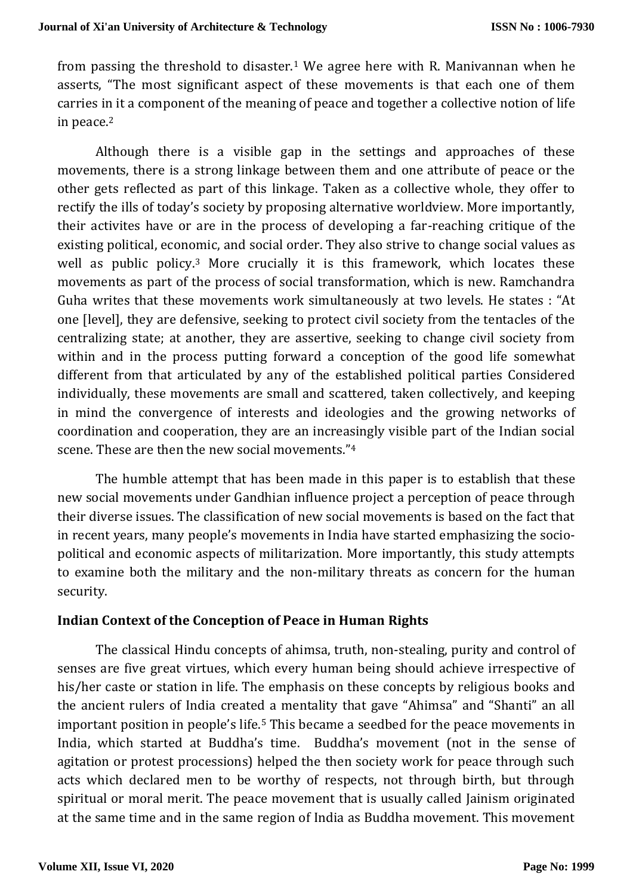from passing the threshold to disaster.[1] We agree here with R. Manivannan when he asserts, "The most significant aspect of these movements is that each one of them carries in it a component of the meaning of peace and together a collective notion of life in peace.[2]

Although there is a visible gap in the settings and approaches of these movements, there is a strong linkage between them and one attribute of peace or the other gets reflected as part of this linkage. Taken as a collective whole, they offer to rectify the ills of today's society by proposing alternative worldview. More importantly, their activites have or are in the process of developing a far-reaching critique of the existing political, economic, and social order. They also strive to change social values as well as public policy.[3] More crucially it is this framework, which locates these movements as part of the process of social transformation, which is new. Ramchandra Guha writes that these movements work simultaneously at two levels. He states : "At one [level], they are defensive, seeking to protect civil society from the tentacles of the centralizing state; at another, they are assertive, seeking to change civil society from within and in the process putting forward a conception of the good life somewhat different from that articulated by any of the established political parties Considered individually, these movements are small and scattered, taken collectively, and keeping in mind the convergence of interests and ideologies and the growing networks of coordination and cooperation, they are an increasingly visible part of the Indian social scene. These are then the new social movements."[4]

The humble attempt that has been made in this paper is to establish that these new social movements under Gandhian influence project a perception of peace through their diverse issues. The classification of new social movements is based on the fact that in recent years, many people's movements in India have started emphasizing the socio-political and economic aspects of militarization. More importantly, this study attempts to examine both the military and the non-military threats as concern for the human security.

## Indian Context of the Conception of Peace in Human Rights

The classical Hindu concepts of ahimsa, truth, non-stealing, purity and control of senses are five great virtues, which every human being should achieve irrespective of his/her caste or station in life. The emphasis on these concepts by religious books and the ancient rulers of India created a mentality that gave "Ahimsa" and "Shanti" an all important position in people's life.[5] This became a seedbed for the peace movements in India, which started at Buddha's time. Buddha's movement (not in the sense of agitation or protest processions) helped the then society work for peace through such acts which declared men to be worthy of respects, not through birth, but through spiritual or moral merit. The peace movement that is usually called Jainism originated at the same time and in the same region of India as Buddha movement. This movement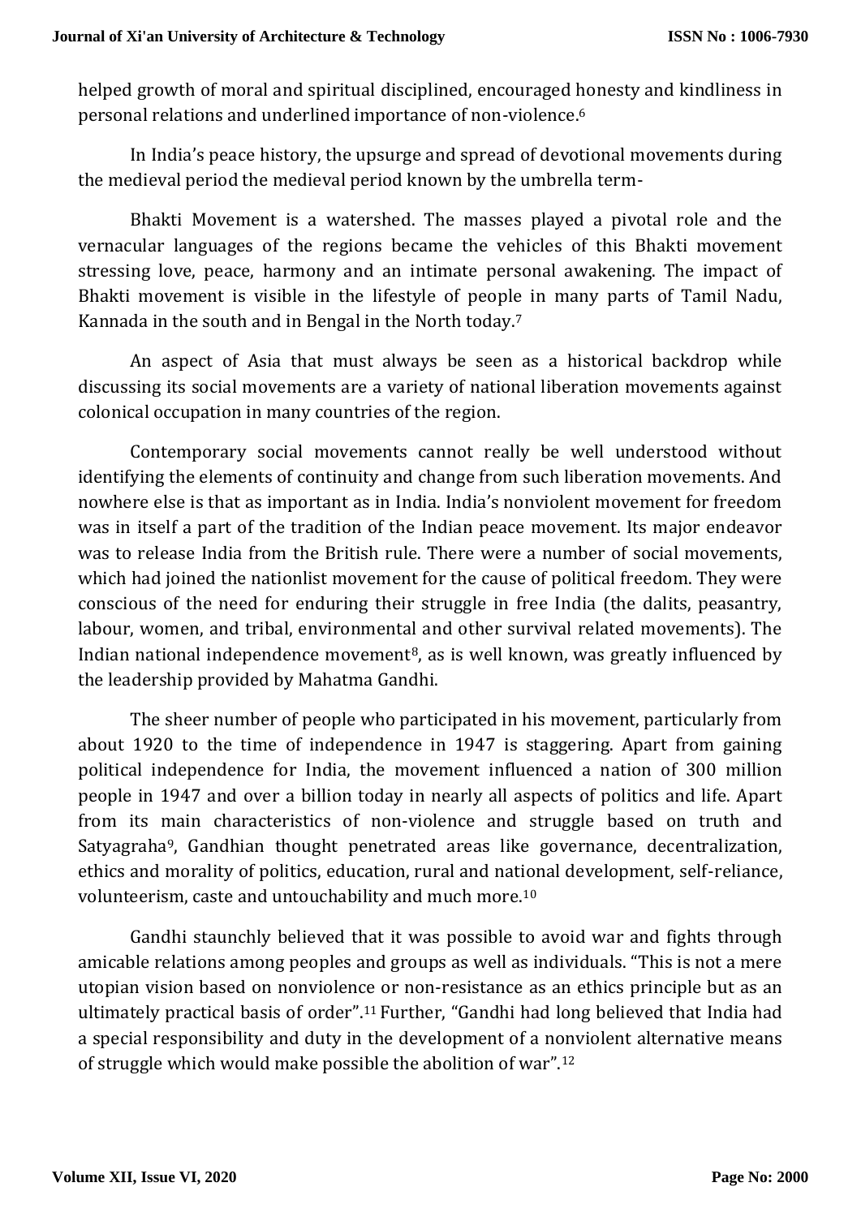helped growth of moral and spiritual disciplined, encouraged honesty and kindliness in personal relations and underlined importance of non-violence.[6]

In India's peace history, the upsurge and spread of devotional movements during the medieval period the medieval period known by the umbrella term-

Bhakti Movement is a watershed. The masses played a pivotal role and the vernacular languages of the regions became the vehicles of this Bhakti movement stressing love, peace, harmony and an intimate personal awakening. The impact of Bhakti movement is visible in the lifestyle of people in many parts of Tamil Nadu, Kannada in the south and in Bengal in the North today.[7]

An aspect of Asia that must always be seen as a historical backdrop while discussing its social movements are a variety of national liberation movements against colonical occupation in many countries of the region.

Contemporary social movements cannot really be well understood without identifying the elements of continuity and change from such liberation movements. And nowhere else is that as important as in India. India's nonviolent movement for freedom was in itself a part of the tradition of the Indian peace movement. Its major endeavor was to release India from the British rule. There were a number of social movements, which had joined the nationlist movement for the cause of political freedom. They were conscious of the need for enduring their struggle in free India (the dalits, peasantry, labour, women, and tribal, environmental and other survival related movements). The Indian national independence movement[8], as is well known, was greatly influenced by the leadership provided by Mahatma Gandhi.

The sheer number of people who participated in his movement, particularly from about 1920 to the time of independence in 1947 is staggering. Apart from gaining political independence for India, the movement influenced a nation of 300 million people in 1947 and over a billion today in nearly all aspects of politics and life. Apart from its main characteristics of non-violence and struggle based on truth and Satyagraha[9], Gandhian thought penetrated areas like governance, decentralization, ethics and morality of politics, education, rural and national development, self-reliance, volunteerism, caste and untouchability and much more.[10]

Gandhi staunchly believed that it was possible to avoid war and fights through amicable relations among peoples and groups as well as individuals. "This is not a mere utopian vision based on nonviolence or non-resistance as an ethics principle but as an ultimately practical basis of order".[11] Further, "Gandhi had long believed that India had a special responsibility and duty in the development of a nonviolent alternative means of struggle which would make possible the abolition of war".[12]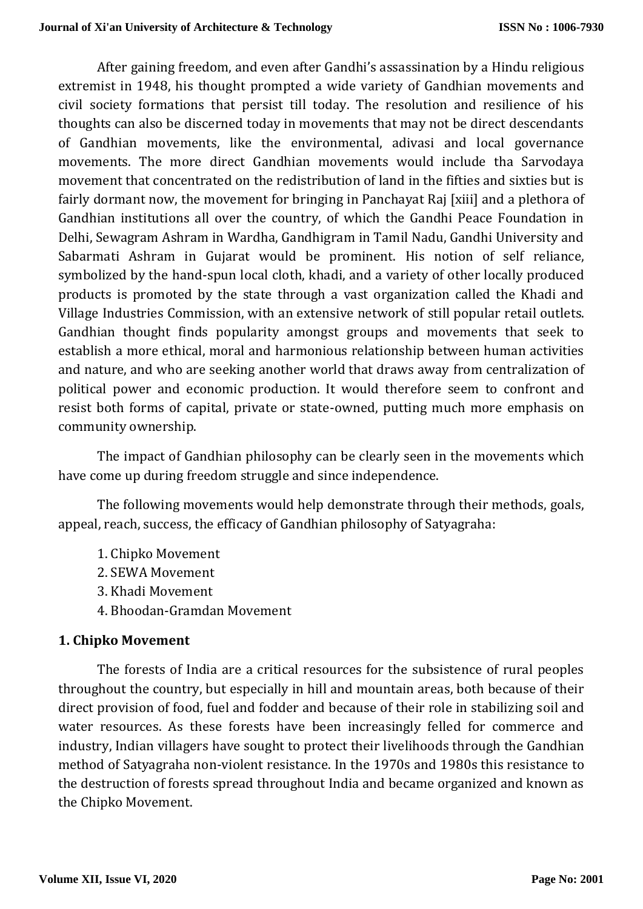After gaining freedom, and even after Gandhi's assassination by a Hindu religious extremist in 1948, his thought prompted a wide variety of Gandhian movements and civil society formations that persist till today. The resolution and resilience of his thoughts can also be discerned today in movements that may not be direct descendants of Gandhian movements, like the environmental, adivasi and local governance movements. The more direct Gandhian movements would include tha Sarvodaya movement that concentrated on the redistribution of land in the fifties and sixties but is fairly dormant now, the movement for bringing in Panchayat Raj [xiii] and a plethora of Gandhian institutions all over the country, of which the Gandhi Peace Foundation in Delhi, Sewagram Ashram in Wardha, Gandhigram in Tamil Nadu, Gandhi University and Sabarmati Ashram in Gujarat would be prominent. His notion of self reliance, symbolized by the hand-spun local cloth, khadi, and a variety of other locally produced products is promoted by the state through a vast organization called the Khadi and Village Industries Commission, with an extensive network of still popular retail outlets. Gandhian thought finds popularity amongst groups and movements that seek to establish a more ethical, moral and harmonious relationship between human activities and nature, and who are seeking another world that draws away from centralization of political power and economic production. It would therefore seem to confront and resist both forms of capital, private or state-owned, putting much more emphasis on community ownership.

The impact of Gandhian philosophy can be clearly seen in the movements which have come up during freedom struggle and since independence.

The following movements would help demonstrate through their methods, goals, appeal, reach, success, the efficacy of Gandhian philosophy of Satyagraha:

1. Chipko Movement
2. SEWA Movement
3. Khadi Movement
4. Bhoodan-Gramdan Movement

## 1. Chipko Movement

The forests of India are a critical resources for the subsistence of rural peoples throughout the country, but especially in hill and mountain areas, both because of their direct provision of food, fuel and fodder and because of their role in stabilizing soil and water resources. As these forests have been increasingly felled for commerce and industry, Indian villagers have sought to protect their livelihoods through the Gandhian method of Satyagraha non-violent resistance. In the 1970s and 1980s this resistance to the destruction of forests spread throughout India and became organized and known as the Chipko Movement.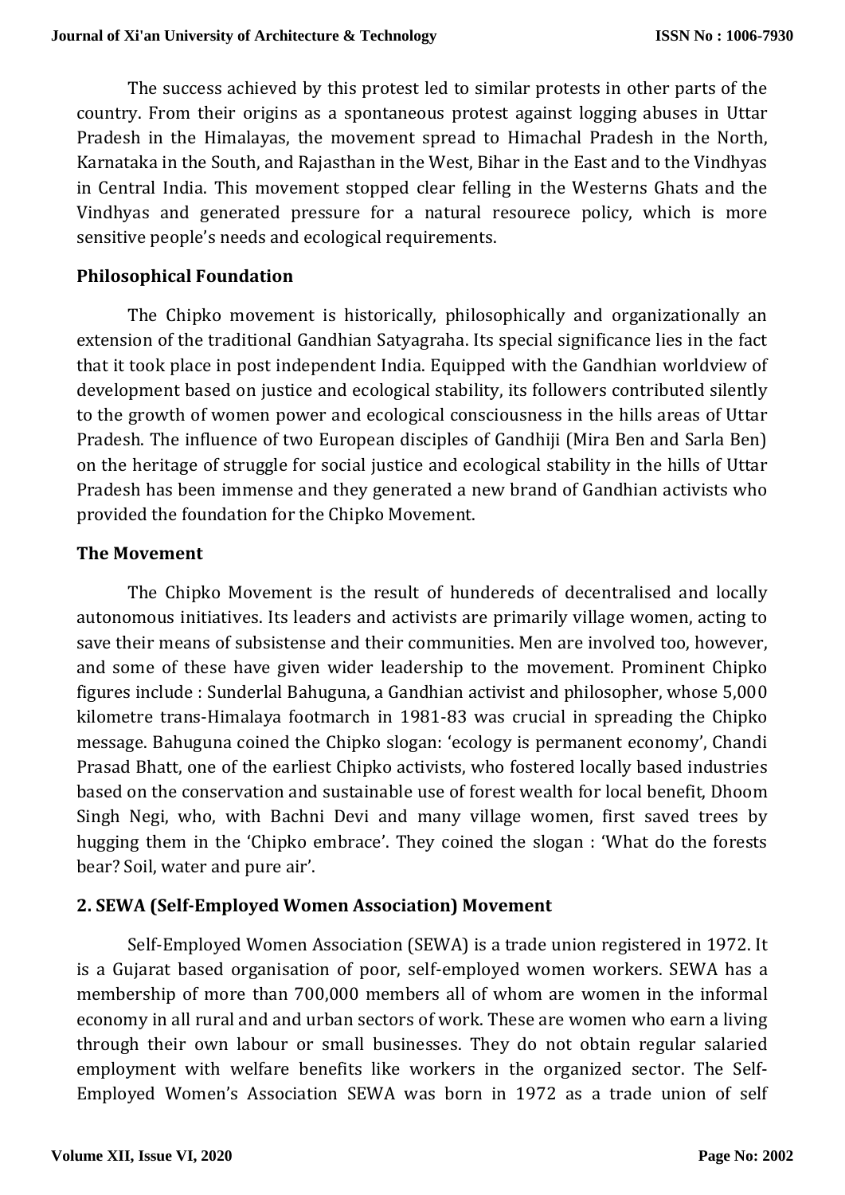The success achieved by this protest led to similar protests in other parts of the country. From their origins as a spontaneous protest against logging abuses in Uttar Pradesh in the Himalayas, the movement spread to Himachal Pradesh in the North, Karnataka in the South, and Rajasthan in the West, Bihar in the East and to the Vindhyas in Central India. This movement stopped clear felling in the Westerns Ghats and the Vindhyas and generated pressure for a natural resourece policy, which is more sensitive people's needs and ecological requirements.

**Philosophical Foundation**

The Chipko movement is historically, philosophically and organizationally an extension of the traditional Gandhian Satyagraha. Its special significance lies in the fact that it took place in post independent India. Equipped with the Gandhian worldview of development based on justice and ecological stability, its followers contributed silently to the growth of women power and ecological consciousness in the hills areas of Uttar Pradesh. The influence of two European disciples of Gandhiji (Mira Ben and Sarla Ben) on the heritage of struggle for social justice and ecological stability in the hills of Uttar Pradesh has been immense and they generated a new brand of Gandhian activists who provided the foundation for the Chipko Movement.

**The Movement**

The Chipko Movement is the result of hundereds of decentralised and locally autonomous initiatives. Its leaders and activists are primarily village women, acting to save their means of subsistense and their communities. Men are involved too, however, and some of these have given wider leadership to the movement. Prominent Chipko figures include : Sunderlal Bahuguna, a Gandhian activist and philosopher, whose 5,000 kilometre trans-Himalaya footmarch in 1981-83 was crucial in spreading the Chipko message. Bahuguna coined the Chipko slogan: 'ecology is permanent economy', Chandi Prasad Bhatt, one of the earliest Chipko activists, who fostered locally based industries based on the conservation and sustainable use of forest wealth for local benefit, Dhoom Singh Negi, who, with Bachni Devi and many village women, first saved trees by hugging them in the 'Chipko embrace'. They coined the slogan : 'What do the forests bear? Soil, water and pure air'.

**2. SEWA (Self-Employed Women Association) Movement**

Self-Employed Women Association (SEWA) is a trade union registered in 1972. It is a Gujarat based organisation of poor, self-employed women workers. SEWA has a membership of more than 700,000 members all of whom are women in the informal economy in all rural and and urban sectors of work. These are women who earn a living through their own labour or small businesses. They do not obtain regular salaried employment with welfare benefits like workers in the organized sector. The Self-Employed Women's Association SEWA was born in 1972 as a trade union of self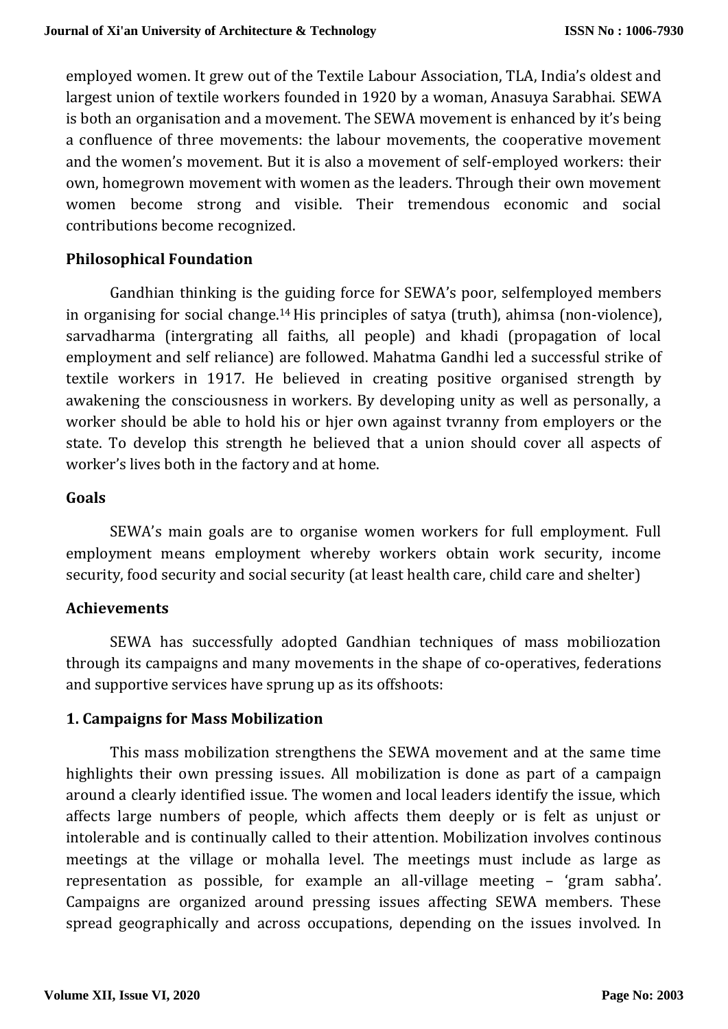employed women. It grew out of the Textile Labour Association, TLA, India's oldest and largest union of textile workers founded in 1920 by a woman, Anasuya Sarabhai. SEWA is both an organisation and a movement. The SEWA movement is enhanced by it's being a confluence of three movements: the labour movements, the cooperative movement and the women's movement. But it is also a movement of self-employed workers: their own, homegrown movement with women as the leaders. Through their own movement women become strong and visible. Their tremendous economic and social contributions become recognized.

## Philosophical Foundation

Gandhian thinking is the guiding force for SEWA's poor, selfemployed members in organising for social change.[14] His principles of satya (truth), ahimsa (non-violence), sarvadharma (intergrating all faiths, all people) and khadi (propagation of local employment and self reliance) are followed. Mahatma Gandhi led a successful strike of textile workers in 1917. He believed in creating positive organised strength by awakening the consciousness in workers. By developing unity as well as personally, a worker should be able to hold his or hjer own against tvranny from employers or the state. To develop this strength he believed that a union should cover all aspects of worker's lives both in the factory and at home.

## Goals

SEWA's main goals are to organise women workers for full employment. Full employment means employment whereby workers obtain work security, income security, food security and social security (at least health care, child care and shelter)

## Achievements

SEWA has successfully adopted Gandhian techniques of mass mobiliozation through its campaigns and many movements in the shape of co-operatives, federations and supportive services have sprung up as its offshoots:

### 1. Campaigns for Mass Mobilization

This mass mobilization strengthens the SEWA movement and at the same time highlights their own pressing issues. All mobilization is done as part of a campaign around a clearly identified issue. The women and local leaders identify the issue, which affects large numbers of people, which affects them deeply or is felt as unjust or intolerable and is continually called to their attention. Mobilization involves continous meetings at the village or mohalla level. The meetings must include as large as representation as possible, for example an all-village meeting – 'gram sabha'. Campaigns are organized around pressing issues affecting SEWA members. These spread geographically and across occupations, depending on the issues involved. In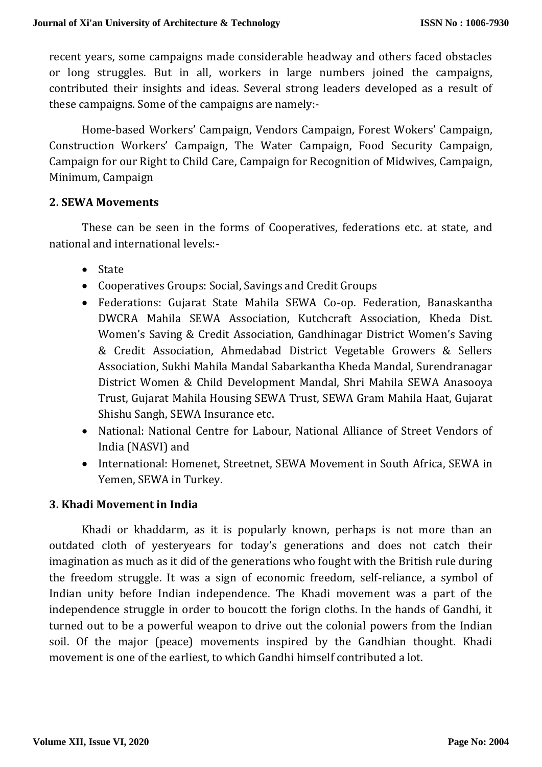recent years, some campaigns made considerable headway and others faced obstacles or long struggles. But in all, workers in large numbers joined the campaigns, contributed their insights and ideas. Several strong leaders developed as a result of these campaigns. Some of the campaigns are namely:-

Home-based Workers' Campaign, Vendors Campaign, Forest Wokers' Campaign, Construction Workers' Campaign, The Water Campaign, Food Security Campaign, Campaign for our Right to Child Care, Campaign for Recognition of Midwives, Campaign, Minimum, Campaign

### 2. SEWA Movements

These can be seen in the forms of Cooperatives, federations etc. at state, and national and international levels:-

- State
- Cooperatives Groups: Social, Savings and Credit Groups
- Federations: Gujarat State Mahila SEWA Co-op. Federation, Banaskantha DWCRA Mahila SEWA Association, Kutchcraft Association, Kheda Dist. Women's Saving & Credit Association, Gandhinagar District Women's Saving & Credit Association, Ahmedabad District Vegetable Growers & Sellers Association, Sukhi Mahila Mandal Sabarkantha Kheda Mandal, Surendranagar District Women & Child Development Mandal, Shri Mahila SEWA Anasooya Trust, Gujarat Mahila Housing SEWA Trust, SEWA Gram Mahila Haat, Gujarat Shishu Sangh, SEWA Insurance etc.
- National: National Centre for Labour, National Alliance of Street Vendors of India (NASVI) and
- International: Homenet, Streetnet, SEWA Movement in South Africa, SEWA in Yemen, SEWA in Turkey.

### 3. Khadi Movement in India

Khadi or khaddarm, as it is popularly known, perhaps is not more than an outdated cloth of yesteryears for today's generations and does not catch their imagination as much as it did of the generations who fought with the British rule during the freedom struggle. It was a sign of economic freedom, self-reliance, a symbol of Indian unity before Indian independence. The Khadi movement was a part of the independence struggle in order to boucott the forign cloths. In the hands of Gandhi, it turned out to be a powerful weapon to drive out the colonial powers from the Indian soil. Of the major (peace) movements inspired by the Gandhian thought. Khadi movement is one of the earliest, to which Gandhi himself contributed a lot.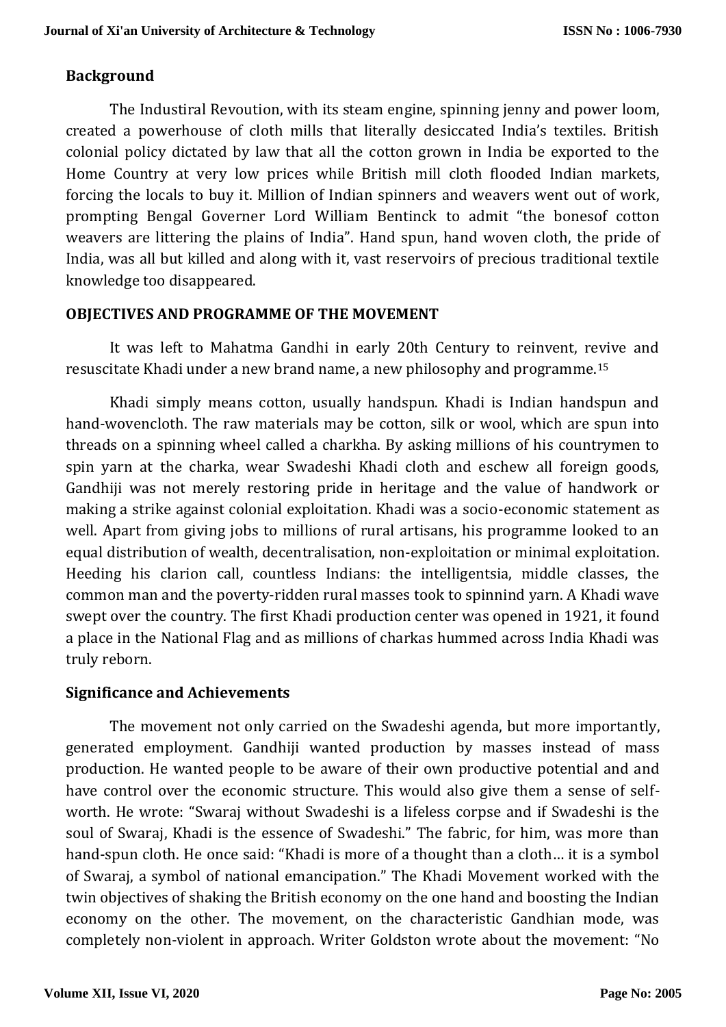## Background

The Industiral Revoution, with its steam engine, spinning jenny and power loom, created a powerhouse of cloth mills that literally desiccated India's textiles. British colonial policy dictated by law that all the cotton grown in India be exported to the Home Country at very low prices while British mill cloth flooded Indian markets, forcing the locals to buy it. Million of Indian spinners and weavers went out of work, prompting Bengal Governer Lord William Bentinck to admit "the bonesof cotton weavers are littering the plains of India". Hand spun, hand woven cloth, the pride of India, was all but killed and along with it, vast reservoirs of precious traditional textile knowledge too disappeared.

## OBJECTIVES AND PROGRAMME OF THE MOVEMENT

It was left to Mahatma Gandhi in early 20th Century to reinvent, revive and resuscitate Khadi under a new brand name, a new philosophy and programme.[15]

Khadi simply means cotton, usually handspun. Khadi is Indian handspun and hand-wovencloth. The raw materials may be cotton, silk or wool, which are spun into threads on a spinning wheel called a charkha. By asking millions of his countrymen to spin yarn at the charka, wear Swadeshi Khadi cloth and eschew all foreign goods, Gandhiji was not merely restoring pride in heritage and the value of handwork or making a strike against colonial exploitation. Khadi was a socio-economic statement as well. Apart from giving jobs to millions of rural artisans, his programme looked to an equal distribution of wealth, decentralisation, non-exploitation or minimal exploitation. Heeding his clarion call, countless Indians: the intelligentsia, middle classes, the common man and the poverty-ridden rural masses took to spinnind yarn. A Khadi wave swept over the country. The first Khadi production center was opened in 1921, it found a place in the National Flag and as millions of charkas hummed across India Khadi was truly reborn.

## Significance and Achievements

The movement not only carried on the Swadeshi agenda, but more importantly, generated employment. Gandhiji wanted production by masses instead of mass production. He wanted people to be aware of their own productive potential and and have control over the economic structure. This would also give them a sense of self-worth. He wrote: "Swaraj without Swadeshi is a lifeless corpse and if Swadeshi is the soul of Swaraj, Khadi is the essence of Swadeshi." The fabric, for him, was more than hand-spun cloth. He once said: "Khadi is more of a thought than a cloth… it is a symbol of Swaraj, a symbol of national emancipation." The Khadi Movement worked with the twin objectives of shaking the British economy on the one hand and boosting the Indian economy on the other. The movement, on the characteristic Gandhian mode, was completely non-violent in approach. Writer Goldston wrote about the movement: "No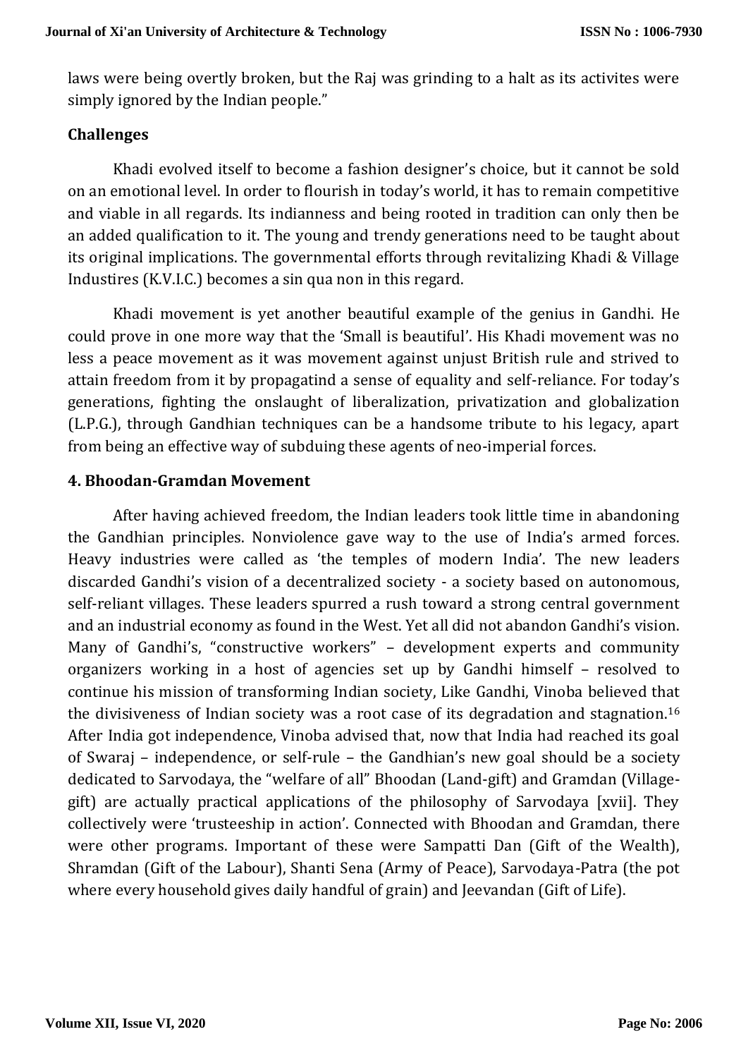laws were being overtly broken, but the Raj was grinding to a halt as its activites were simply ignored by the Indian people."

### Challenges

Khadi evolved itself to become a fashion designer's choice, but it cannot be sold on an emotional level. In order to flourish in today's world, it has to remain competitive and viable in all regards. Its indianness and being rooted in tradition can only then be an added qualification to it. The young and trendy generations need to be taught about its original implications. The governmental efforts through revitalizing Khadi & Village Industires (K.V.I.C.) becomes a sin qua non in this regard.

Khadi movement is yet another beautiful example of the genius in Gandhi. He could prove in one more way that the 'Small is beautiful'. His Khadi movement was no less a peace movement as it was movement against unjust British rule and strived to attain freedom from it by propagatind a sense of equality and self-reliance. For today's generations, fighting the onslaught of liberalization, privatization and globalization (L.P.G.), through Gandhian techniques can be a handsome tribute to his legacy, apart from being an effective way of subduing these agents of neo-imperial forces.

### 4. Bhoodan-Gramdan Movement

After having achieved freedom, the Indian leaders took little time in abandoning the Gandhian principles. Nonviolence gave way to the use of India's armed forces. Heavy industries were called as 'the temples of modern India'. The new leaders discarded Gandhi's vision of a decentralized society - a society based on autonomous, self-reliant villages. These leaders spurred a rush toward a strong central government and an industrial economy as found in the West. Yet all did not abandon Gandhi's vision. Many of Gandhi's, "constructive workers" – development experts and community organizers working in a host of agencies set up by Gandhi himself – resolved to continue his mission of transforming Indian society, Like Gandhi, Vinoba believed that the divisiveness of Indian society was a root case of its degradation and stagnation.[16] After India got independence, Vinoba advised that, now that India had reached its goal of Swaraj – independence, or self-rule – the Gandhian's new goal should be a society dedicated to Sarvodaya, the "welfare of all" Bhoodan (Land-gift) and Gramdan (Village-gift) are actually practical applications of the philosophy of Sarvodaya [xvii]. They collectively were 'trusteeship in action'. Connected with Bhoodan and Gramdan, there were other programs. Important of these were Sampatti Dan (Gift of the Wealth), Shramdan (Gift of the Labour), Shanti Sena (Army of Peace), Sarvodaya-Patra (the pot where every household gives daily handful of grain) and Jeevandan (Gift of Life).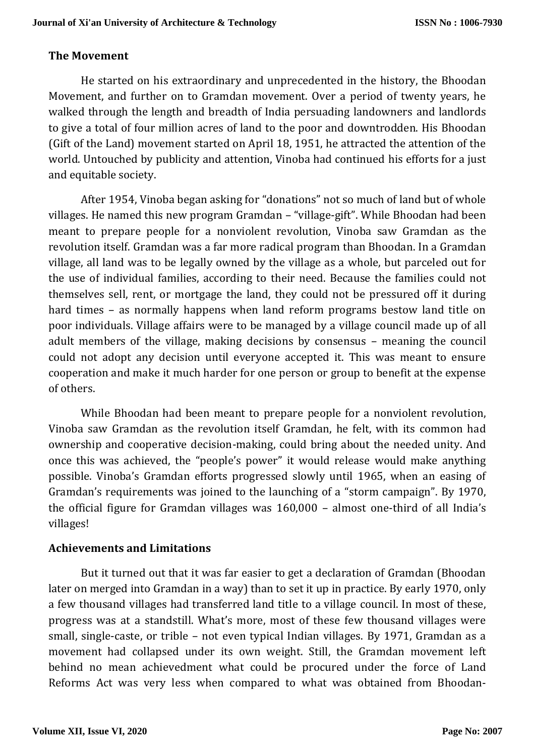## The Movement

He started on his extraordinary and unprecedented in the history, the Bhoodan Movement, and further on to Gramdan movement. Over a period of twenty years, he walked through the length and breadth of India persuading landowners and landlords to give a total of four million acres of land to the poor and downtrodden. His Bhoodan (Gift of the Land) movement started on April 18, 1951, he attracted the attention of the world. Untouched by publicity and attention, Vinoba had continued his efforts for a just and equitable society.

After 1954, Vinoba began asking for "donations" not so much of land but of whole villages. He named this new program Gramdan – "village-gift". While Bhoodan had been meant to prepare people for a nonviolent revolution, Vinoba saw Gramdan as the revolution itself. Gramdan was a far more radical program than Bhoodan. In a Gramdan village, all land was to be legally owned by the village as a whole, but parceled out for the use of individual families, according to their need. Because the families could not themselves sell, rent, or mortgage the land, they could not be pressured off it during hard times – as normally happens when land reform programs bestow land title on poor individuals. Village affairs were to be managed by a village council made up of all adult members of the village, making decisions by consensus – meaning the council could not adopt any decision until everyone accepted it. This was meant to ensure cooperation and make it much harder for one person or group to benefit at the expense of others.

While Bhoodan had been meant to prepare people for a nonviolent revolution, Vinoba saw Gramdan as the revolution itself Gramdan, he felt, with its common had ownership and cooperative decision-making, could bring about the needed unity. And once this was achieved, the "people's power" it would release would make anything possible. Vinoba's Gramdan efforts progressed slowly until 1965, when an easing of Gramdan's requirements was joined to the launching of a "storm campaign". By 1970, the official figure for Gramdan villages was 160,000 – almost one-third of all India's villages!

## Achievements and Limitations

But it turned out that it was far easier to get a declaration of Gramdan (Bhoodan later on merged into Gramdan in a way) than to set it up in practice. By early 1970, only a few thousand villages had transferred land title to a village council. In most of these, progress was at a standstill. What's more, most of these few thousand villages were small, single-caste, or tribe – not even typical Indian villages. By 1971, Gramdan as a movement had collapsed under its own weight. Still, the Gramdan movement left behind no mean achievedment what could be procured under the force of Land Reforms Act was very less when compared to what was obtained from Bhoodan-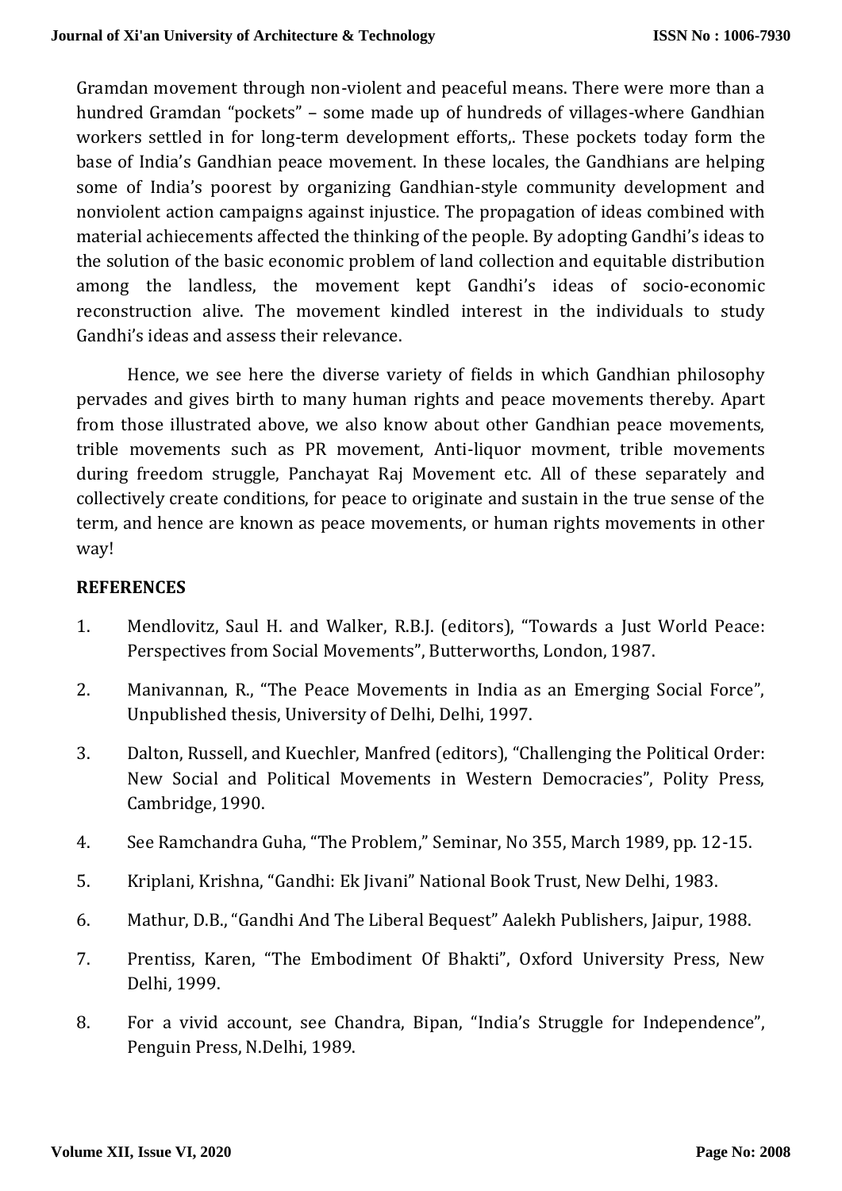Gramdan movement through non-violent and peaceful means. There were more than a hundred Gramdan "pockets" – some made up of hundreds of villages-where Gandhian workers settled in for long-term development efforts,. These pockets today form the base of India's Gandhian peace movement. In these locales, the Gandhians are helping some of India's poorest by organizing Gandhian-style community development and nonviolent action campaigns against injustice. The propagation of ideas combined with material achiecements affected the thinking of the people. By adopting Gandhi's ideas to the solution of the basic economic problem of land collection and equitable distribution among the landless, the movement kept Gandhi's ideas of socio-economic reconstruction alive. The movement kindled interest in the individuals to study Gandhi's ideas and assess their relevance.

Hence, we see here the diverse variety of fields in which Gandhian philosophy pervades and gives birth to many human rights and peace movements thereby. Apart from those illustrated above, we also know about other Gandhian peace movements, trible movements such as PR movement, Anti-liquor movment, trible movements during freedom struggle, Panchayat Raj Movement etc. All of these separately and collectively create conditions, for peace to originate and sustain in the true sense of the term, and hence are known as peace movements, or human rights movements in other way!

## REFERENCES

1. Mendlovitz, Saul H. and Walker, R.B.J. (editors), "Towards a Just World Peace: Perspectives from Social Movements", Butterworths, London, 1987.
2. Manivannan, R., "The Peace Movements in India as an Emerging Social Force", Unpublished thesis, University of Delhi, Delhi, 1997.
3. Dalton, Russell, and Kuechler, Manfred (editors), "Challenging the Political Order: New Social and Political Movements in Western Democracies", Polity Press, Cambridge, 1990.
4. See Ramchandra Guha, "The Problem," Seminar, No 355, March 1989, pp. 12-15.
5. Kriplani, Krishna, "Gandhi: Ek Jivani" National Book Trust, New Delhi, 1983.
6. Mathur, D.B., "Gandhi And The Liberal Bequest" Aalekh Publishers, Jaipur, 1988.
7. Prentiss, Karen, "The Embodiment Of Bhakti", Oxford University Press, New Delhi, 1999.
8. For a vivid account, see Chandra, Bipan, "India's Struggle for Independence", Penguin Press, N.Delhi, 1989.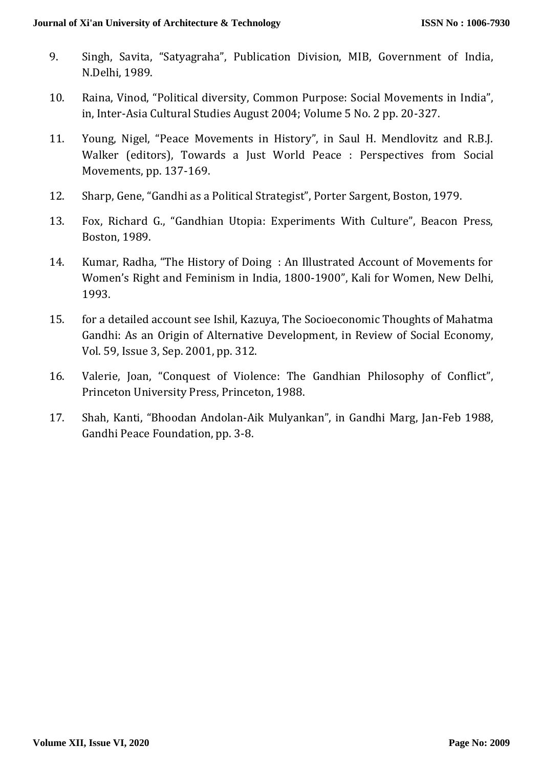9. Singh, Savita, “Satyagraha”, Publication Division, MIB, Government of India, N.Delhi, 1989.

10. Raina, Vinod, “Political diversity, Common Purpose: Social Movements in India”, in, Inter-Asia Cultural Studies August 2004; Volume 5 No. 2 pp. 20-327.

11. Young, Nigel, “Peace Movements in History”, in Saul H. Mendlovitz and R.B.J. Walker (editors), Towards a Just World Peace : Perspectives from Social Movements, pp. 137-169.

12. Sharp, Gene, “Gandhi as a Political Strategist”, Porter Sargent, Boston, 1979.

13. Fox, Richard G., “Gandhian Utopia: Experiments With Culture”, Beacon Press, Boston, 1989.

14. Kumar, Radha, “The History of Doing : An Illustrated Account of Movements for Women’s Right and Feminism in India, 1800-1900”, Kali for Women, New Delhi, 1993.

15. for a detailed account see Ishil, Kazuya, The Socioeconomic Thoughts of Mahatma Gandhi: As an Origin of Alternative Development, in Review of Social Economy, Vol. 59, Issue 3, Sep. 2001, pp. 312.

16. Valerie, Joan, “Conquest of Violence: The Gandhian Philosophy of Conflict”, Princeton University Press, Princeton, 1988.

17. Shah, Kanti, “Bhoodan Andolan-Aik Mulyankan”, in Gandhi Marg, Jan-Feb 1988, Gandhi Peace Foundation, pp. 3-8.